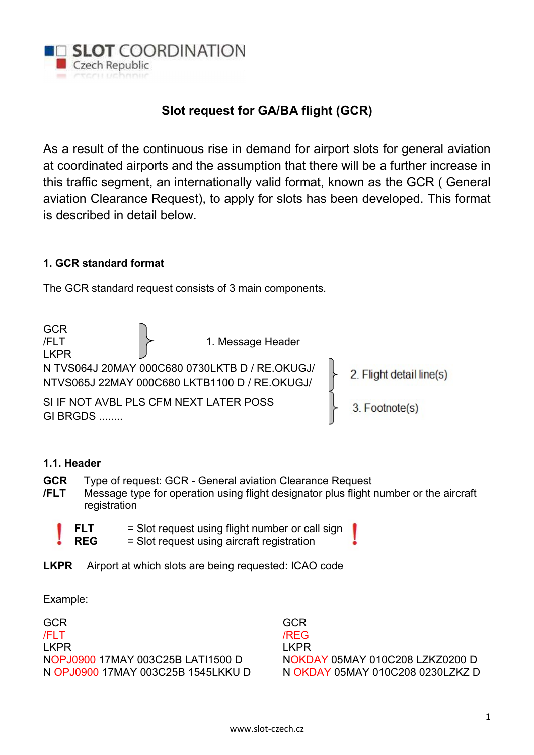**SLOT COORDINATION**
Czech Republic

# Slot request for GA/BA flight (GCR)

As a result of the continuous rise in demand for airport slots for general aviation at coordinated airports and the assumption that there will be a further increase in this traffic segment, an internationally valid format, known as the GCR ( General aviation Clearance Request), to apply for slots has been developed. This format is described in detail below.

## 1. GCR standard format

The GCR standard request consists of 3 main components.

```
GCR
/FLT                                                        1. Message Header
LKPR
N TVS064J 20MAY 000C680 0730LKTB D / RE.OKUGJ/
NTVS065J 22MAY 000C680 LKTB1100 D / RE.OKUGJ/               2. Flight detail line(s)
SI IF NOT AVBL PLS CFM NEXT LATER POSS
GI BRGDS ........                                           3. Footnote(s)
```

### 1.1. Header

**GCR** Type of request: GCR - General aviation Clearance Request

**/FLT** Message type for operation using flight designator plus flight number or the aircraft registration

! **FLT** = Slot request using flight number or call sign !
**REG** = Slot request using aircraft registration

**LKPR** Airport at which slots are being requested: ICAO code

Example:

```
GCR
/FLT
LKPR
NOPJ0900 17MAY 003C25B LATI1500 D
N OPJ0900 17MAY 003C25B 1545LKKU D
```

```
GCR
/REG
LKPR
NOKDAY 05MAY 010C208 LZKZ0200 D
N OKDAY 05MAY 010C208 0230LZKZ D
```

www.slot-czech.cz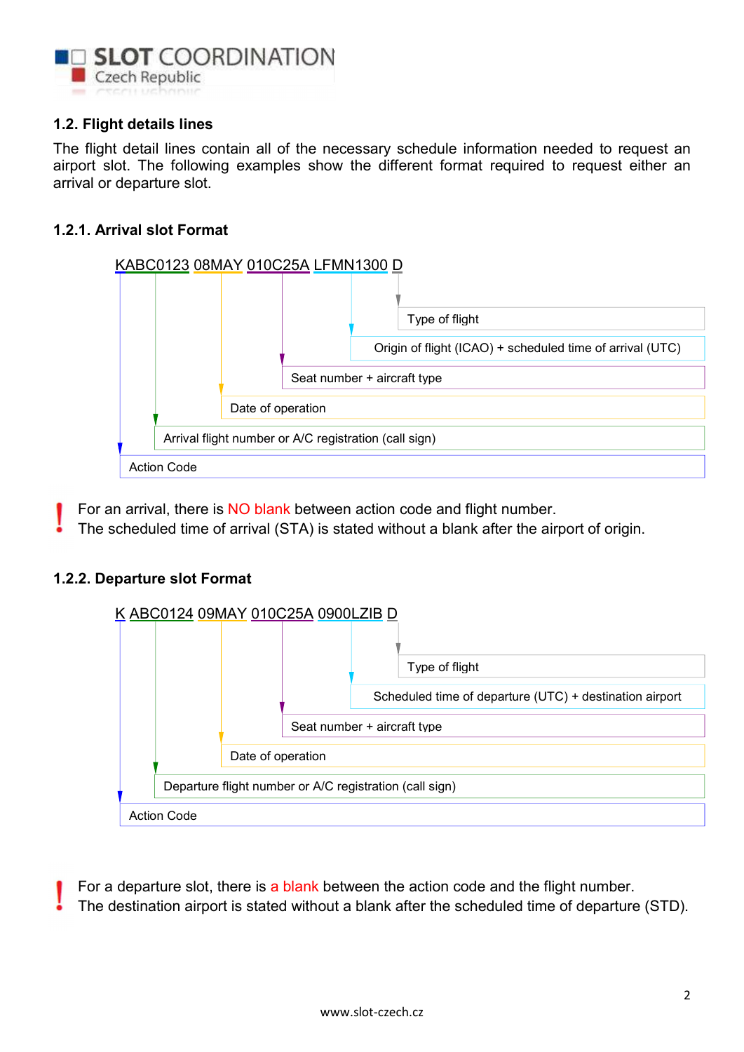## 1.2. Flight details lines

The flight detail lines contain all of the necessary schedule information needed to request an airport slot. The following examples show the different format required to request either an arrival or departure slot.

### 1.2.1. Arrival slot Format

KABC0123 08MAY 010C25A LFMN1300 D

- Type of flight
- Origin of flight (ICAO) + scheduled time of arrival (UTC)
- Seat number + aircraft type
- Date of operation
- Arrival flight number or A/C registration (call sign)
- Action Code

! For an arrival, there is NO blank between action code and flight number.
The scheduled time of arrival (STA) is stated without a blank after the airport of origin.

### 1.2.2. Departure slot Format

K ABC0124 09MAY 010C25A 0900LZIB D

- Type of flight
- Scheduled time of departure (UTC) + destination airport
- Seat number + aircraft type
- Date of operation
- Departure flight number or A/C registration (call sign)
- Action Code

! For a departure slot, there is a blank between the action code and the flight number.
The destination airport is stated without a blank after the scheduled time of departure (STD).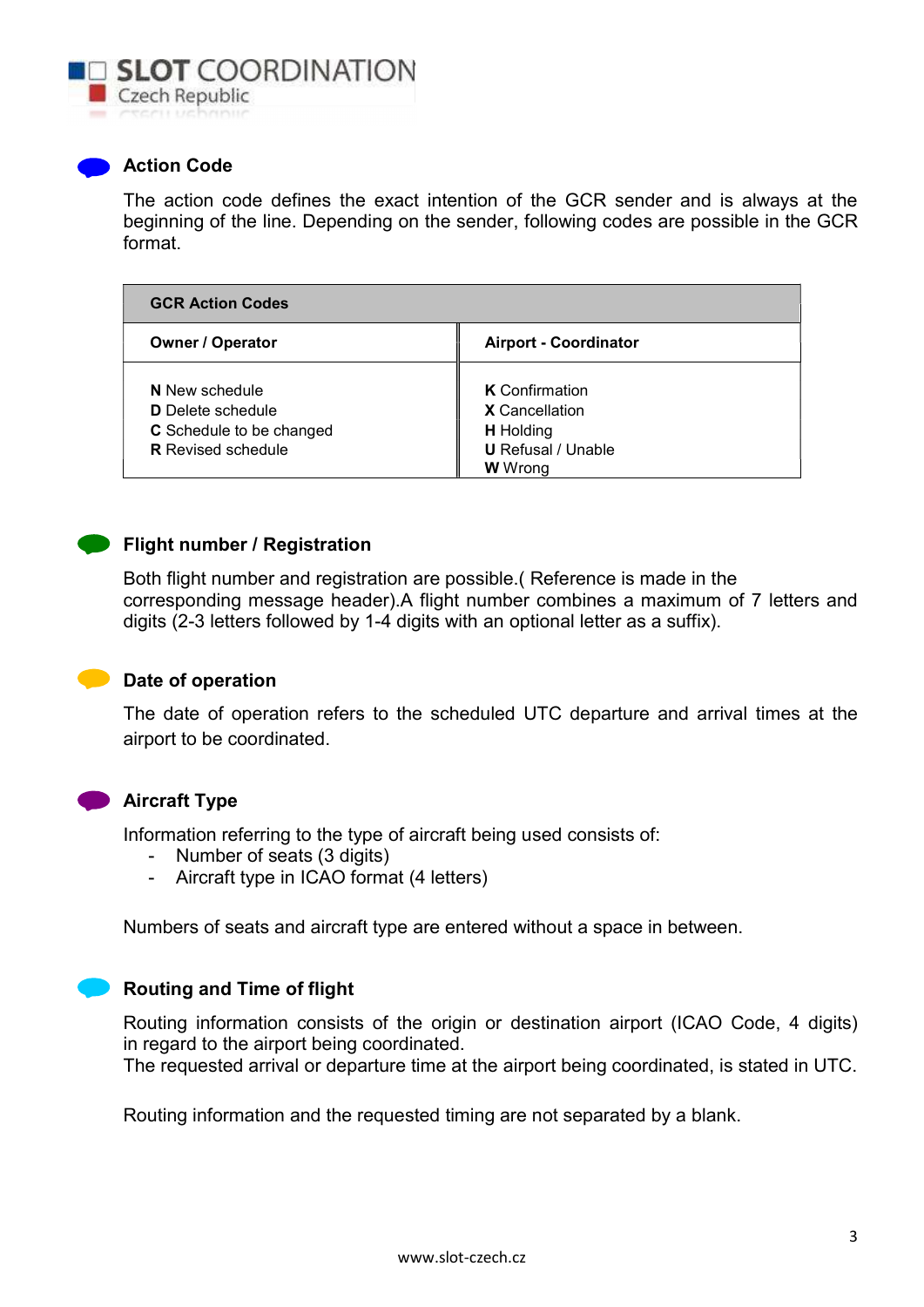## Action Code

The action code defines the exact intention of the GCR sender and is always at the beginning of the line. Depending on the sender, following codes are possible in the GCR format.

| GCR Action Codes | |
|---|---|
| **Owner / Operator** | **Airport - Coordinator** |
| **N** New schedule<br>**D** Delete schedule<br>**C** Schedule to be changed<br>**R** Revised schedule | **K** Confirmation<br>**X** Cancellation<br>**H** Holding<br>**U** Refusal / Unable<br>**W** Wrong |

## Flight number / Registration

Both flight number and registration are possible.( Reference is made in the corresponding message header).A flight number combines a maximum of 7 letters and digits (2-3 letters followed by 1-4 digits with an optional letter as a suffix).

## Date of operation

The date of operation refers to the scheduled UTC departure and arrival times at the airport to be coordinated.

## Aircraft Type

Information referring to the type of aircraft being used consists of:

- Number of seats (3 digits)
- Aircraft type in ICAO format (4 letters)

Numbers of seats and aircraft type are entered without a space in between.

## Routing and Time of flight

Routing information consists of the origin or destination airport (ICAO Code, 4 digits) in regard to the airport being coordinated.
The requested arrival or departure time at the airport being coordinated, is stated in UTC.

Routing information and the requested timing are not separated by a blank.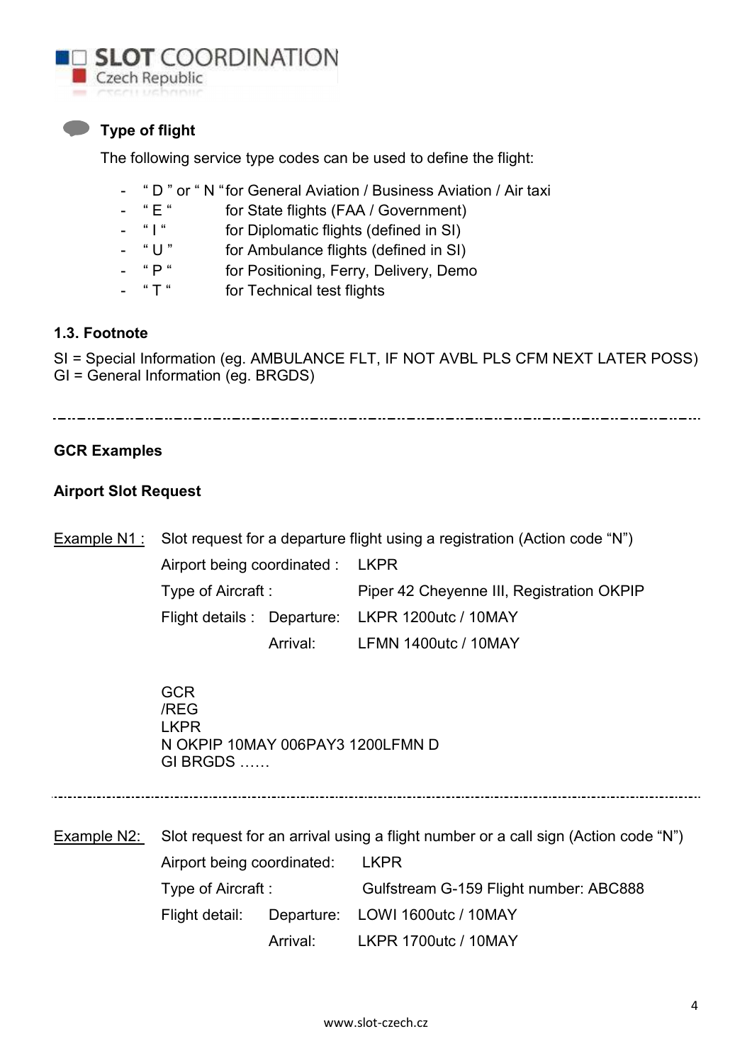**Type of flight**

The following service type codes can be used to define the flight:

- " D " or " N " for General Aviation / Business Aviation / Air taxi
- " E " for State flights (FAA / Government)
- " I " for Diplomatic flights (defined in SI)
- " U " for Ambulance flights (defined in SI)
- " P " for Positioning, Ferry, Delivery, Demo
- " T " for Technical test flights

### 1.3. Footnote

SI = Special Information (eg. AMBULANCE FLT, IF NOT AVBL PLS CFM NEXT LATER POSS)
GI = General Information (eg. BRGDS)

---

## GCR Examples

### Airport Slot Request

Example N1 : Slot request for a departure flight using a registration (Action code "N")

Airport being coordinated : LKPR

Type of Aircraft : Piper 42 Cheyenne III, Registration OKPIP

Flight details : Departure: LKPR 1200utc / 10MAY

Arrival: LFMN 1400utc / 10MAY

```
GCR
/REG
LKPR
N OKPIP 10MAY 006PAY3 1200LFMN D
GI BRGDS ……
```

---

Example N2: Slot request for an arrival using a flight number or a call sign (Action code "N")

Airport being coordinated: LKPR

Type of Aircraft : Gulfstream G-159 Flight number: ABC888

Flight detail: Departure: LOWI 1600utc / 10MAY

Arrival: LKPR 1700utc / 10MAY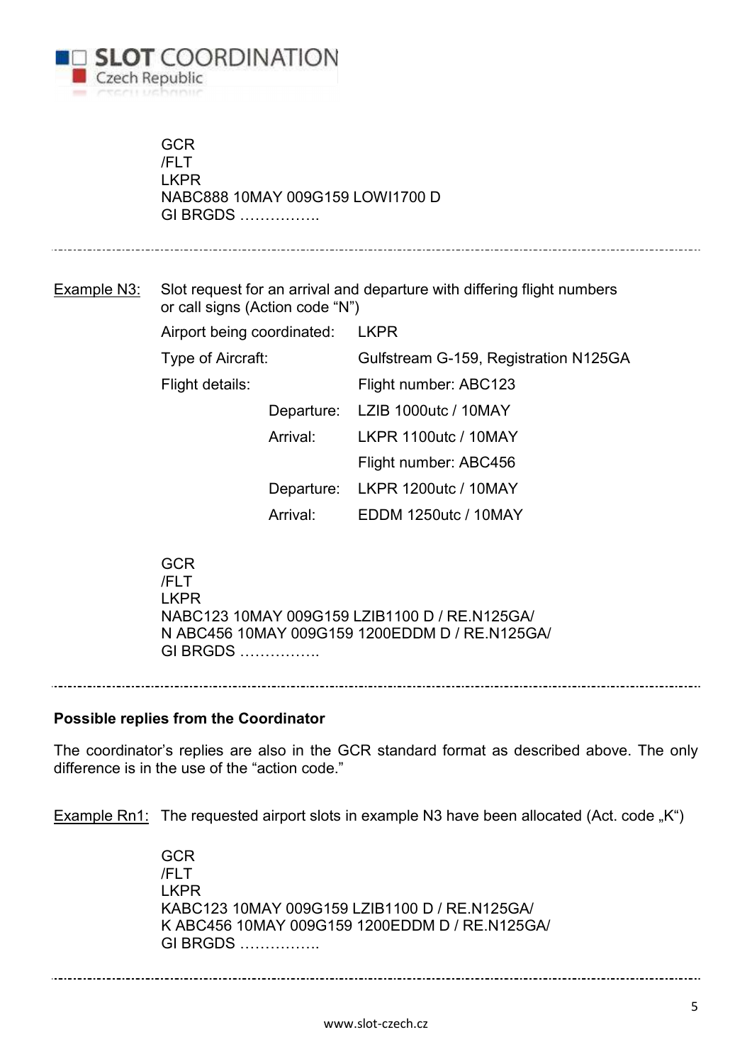```
GCR
/FLT
LKPR
NABC888 10MAY 009G159 LOWI1700 D
GI BRGDS …………….
```

---

Example N3: Slot request for an arrival and departure with differing flight numbers or call signs (Action code "N")

| | | |
|---|---|---|
| Airport being coordinated: | | LKPR |
| Type of Aircraft: | | Gulfstream G-159, Registration N125GA |
| Flight details: | | Flight number: ABC123 |
| | Departure: | LZIB 1000utc / 10MAY |
| | Arrival: | LKPR 1100utc / 10MAY |
| | | Flight number: ABC456 |
| | Departure: | LKPR 1200utc / 10MAY |
| | Arrival: | EDDM 1250utc / 10MAY |

```
GCR
/FLT
LKPR
NABC123 10MAY 009G159 LZIB1100 D / RE.N125GA/
N ABC456 10MAY 009G159 1200EDDM D / RE.N125GA/
GI BRGDS …………….
```

---

**Possible replies from the Coordinator**

The coordinator's replies are also in the GCR standard format as described above. The only difference is in the use of the "action code."

Example Rn1: The requested airport slots in example N3 have been allocated (Act. code „K")

```
GCR
/FLT
LKPR
KABC123 10MAY 009G159 LZIB1100 D / RE.N125GA/
K ABC456 10MAY 009G159 1200EDDM D / RE.N125GA/
GI BRGDS …………….
```

---

www.slot-czech.cz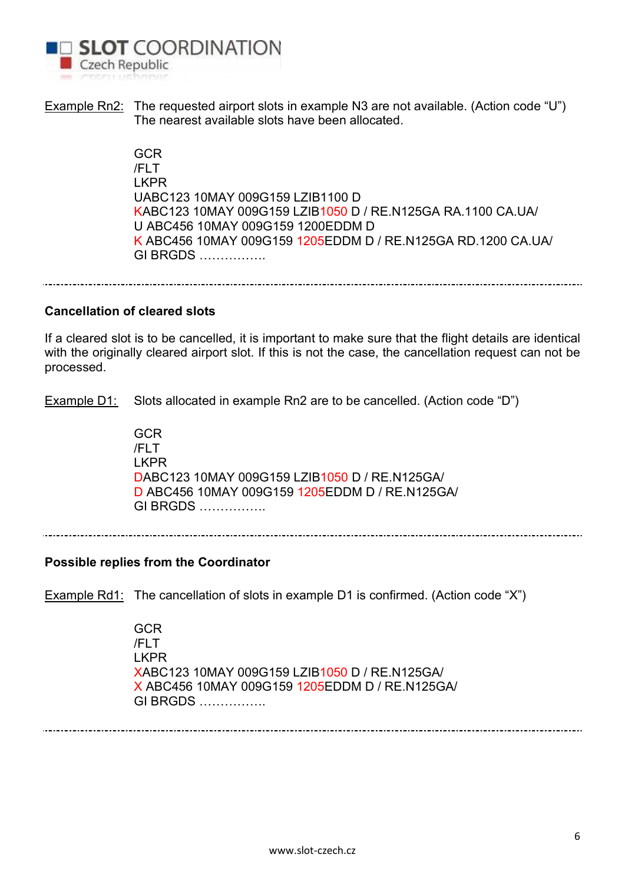Example Rn2: The requested airport slots in example N3 are not available. (Action code "U") The nearest available slots have been allocated.

```
GCR
/FLT
LKPR
UABC123 10MAY 009G159 LZIB1100 D
KABC123 10MAY 009G159 LZIB1050 D / RE.N125GA RA.1100 CA.UA/
U ABC456 10MAY 009G159 1200EDDM D
K ABC456 10MAY 009G159 1205EDDM D / RE.N125GA RD.1200 CA.UA/
GI BRGDS …………….
```

---

### Cancellation of cleared slots

If a cleared slot is to be cancelled, it is important to make sure that the flight details are identical with the originally cleared airport slot. If this is not the case, the cancellation request can not be processed.

Example D1: Slots allocated in example Rn2 are to be cancelled. (Action code "D")

```
GCR
/FLT
LKPR
DABC123 10MAY 009G159 LZIB1050 D / RE.N125GA/
D ABC456 10MAY 009G159 1205EDDM D / RE.N125GA/
GI BRGDS …………….
```

---

### Possible replies from the Coordinator

Example Rd1: The cancellation of slots in example D1 is confirmed. (Action code "X")

```
GCR
/FLT
LKPR
XABC123 10MAY 009G159 LZIB1050 D / RE.N125GA/
X ABC456 10MAY 009G159 1205EDDM D / RE.N125GA/
GI BRGDS …………….
```

---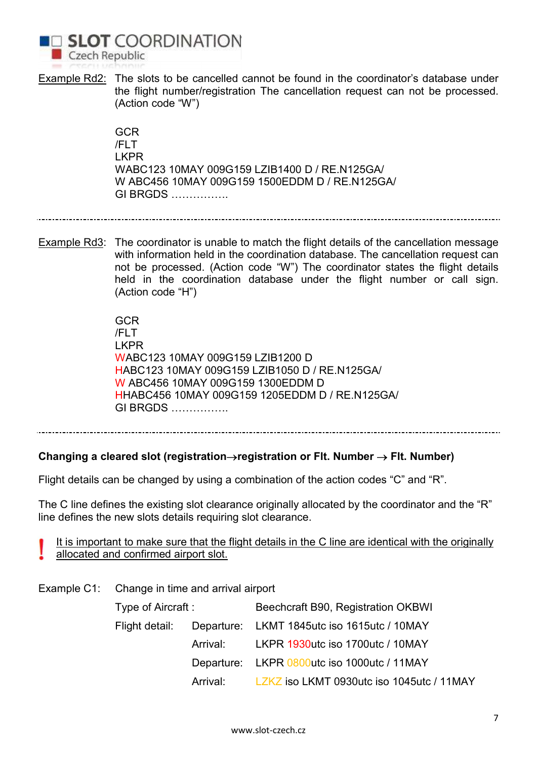Example Rd2: The slots to be cancelled cannot be found in the coordinator's database under the flight number/registration The cancellation request can not be processed. (Action code "W")

```
GCR
/FLT
LKPR
WABC123 10MAY 009G159 LZIB1400 D / RE.N125GA/
W ABC456 10MAY 009G159 1500EDDM D / RE.N125GA/
GI BRGDS …………….
```

---

Example Rd3: The coordinator is unable to match the flight details of the cancellation message with information held in the coordination database. The cancellation request can not be processed. (Action code "W") The coordinator states the flight details held in the coordination database under the flight number or call sign. (Action code "H")

```
GCR
/FLT
LKPR
WABC123 10MAY 009G159 LZIB1200 D
HABC123 10MAY 009G159 LZIB1050 D / RE.N125GA/
W ABC456 10MAY 009G159 1300EDDM D
HHABC456 10MAY 009G159 1205EDDM D / RE.N125GA/
GI BRGDS …………….
```

---

**Changing a cleared slot (registration→registration or Flt. Number → Flt. Number)**

Flight details can be changed by using a combination of the action codes "C" and "R".

The C line defines the existing slot clearance originally allocated by the coordinator and the "R" line defines the new slots details requiring slot clearance.

! It is important to make sure that the flight details in the C line are identical with the originally allocated and confirmed airport slot.

Example C1: Change in time and arrival airport

| | | |
|---|---|---|
| Type of Aircraft : | | Beechcraft B90, Registration OKBWI |
| Flight detail: | Departure: | LKMT 1845utc iso 1615utc / 10MAY |
| | Arrival: | LKPR 1930utc iso 1700utc / 10MAY |
| | Departure: | LKPR 0800utc iso 1000utc / 11MAY |
| | Arrival: | LZKZ iso LKMT 0930utc iso 1045utc / 11MAY |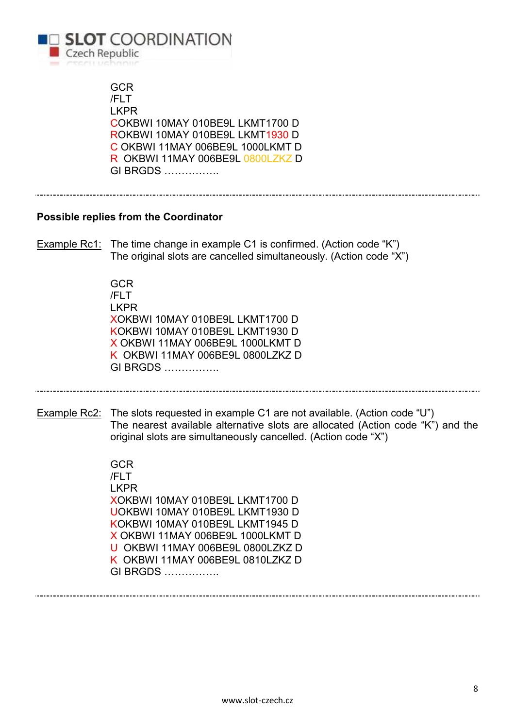```
GCR
/FLT
LKPR
COKBWI 10MAY 010BE9L LKMT1700 D
ROKBWI 10MAY 010BE9L LKMT1930 D
C OKBWI 11MAY 006BE9L 1000LKMT D
R  OKBWI 11MAY 006BE9L 0800LZKZ D
GI BRGDS …………….
```

---

**Possible replies from the Coordinator**

Example Rc1: The time change in example C1 is confirmed. (Action code "K")
The original slots are cancelled simultaneously. (Action code "X")

```
GCR
/FLT
LKPR
XOKBWI 10MAY 010BE9L LKMT1700 D
KOKBWI 10MAY 010BE9L LKMT1930 D
X OKBWI 11MAY 006BE9L 1000LKMT D
K  OKBWI 11MAY 006BE9L 0800LZKZ D
GI BRGDS …………….
```

---

Example Rc2: The slots requested in example C1 are not available. (Action code "U")
The nearest available alternative slots are allocated (Action code "K") and the original slots are simultaneously cancelled. (Action code "X")

```
GCR
/FLT
LKPR
XOKBWI 10MAY 010BE9L LKMT1700 D
UOKBWI 10MAY 010BE9L LKMT1930 D
KOKBWI 10MAY 010BE9L LKMT1945 D
X OKBWI 11MAY 006BE9L 1000LKMT D
U  OKBWI 11MAY 006BE9L 0800LZKZ D
K  OKBWI 11MAY 006BE9L 0810LZKZ D
GI BRGDS …………….
```

---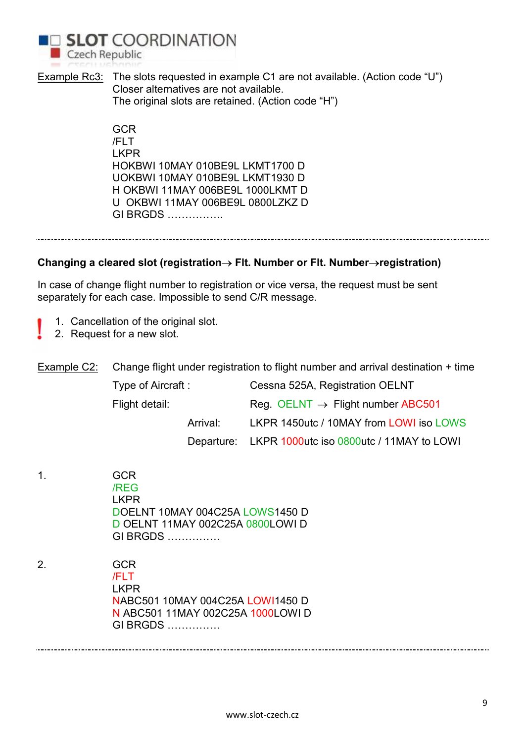Example Rc3: The slots requested in example C1 are not available. (Action code "U")
Closer alternatives are not available.
The original slots are retained. (Action code "H")

```
GCR
/FLT
LKPR
HOKBWI 10MAY 010BE9L LKMT1700 D
UOKBWI 10MAY 010BE9L LKMT1930 D
H OKBWI 11MAY 006BE9L 1000LKMT D
U  OKBWI 11MAY 006BE9L 0800LZKZ D
GI BRGDS ……………..
```

---

**Changing a cleared slot (registration→ Flt. Number or Flt. Number→registration)**

In case of change flight number to registration or vice versa, the request must be sent separately for each case. Impossible to send C/R message.

1. Cancellation of the original slot.
2. Request for a new slot.

Example C2: Change flight under registration to flight number and arrival destination + time

Type of Aircraft : Cessna 525A, Registration OELNT

Flight detail: Reg. OELNT → Flight number ABC501

Arrival: LKPR 1450utc / 10MAY from LOWI iso LOWS

Departure: LKPR 1000utc iso 0800utc / 11MAY to LOWI

1.

```
GCR
/REG
LKPR
DOELNT 10MAY 004C25A LOWS1450 D
D OELNT 11MAY 002C25A 0800LOWI D
GI BRGDS ……………
```

2.

```
GCR
/FLT
LKPR
NABC501 10MAY 004C25A LOWI1450 D
N ABC501 11MAY 002C25A 1000LOWI D
GI BRGDS ……………
```

---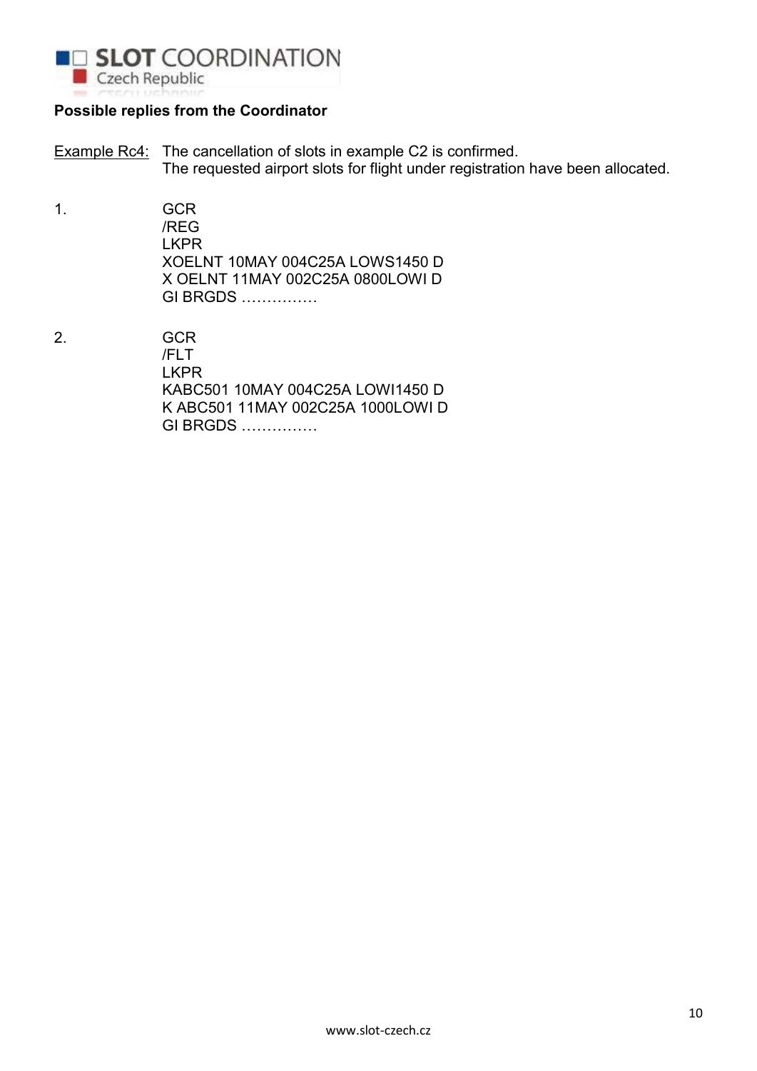**Possible replies from the Coordinator**

<u>Example Rc4:</u> The cancellation of slots in example C2 is confirmed.
The requested airport slots for flight under registration have been allocated.

1.

```
GCR
/REG
LKPR
XOELNT 10MAY 004C25A LOWS1450 D
X OELNT 11MAY 002C25A 0800LOWI D
GI BRGDS ……………
```

2.

```
GCR
/FLT
LKPR
KABC501 10MAY 004C25A LOWI1450 D
K ABC501 11MAY 002C25A 1000LOWI D
GI BRGDS ……………
```